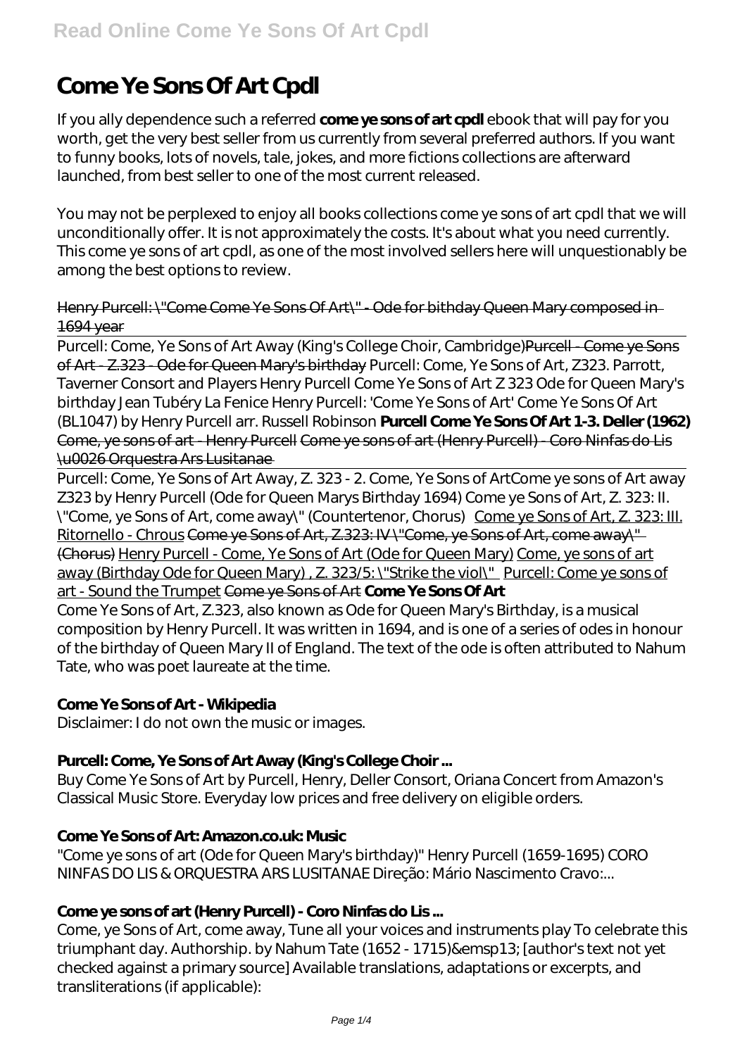# Come Ye Sons Of Art Cpdl

If you ally dependence such a referred **come ye sons of art cpdl** ebook that will pay for you worth, get the very best seller from us currently from several preferred authors. If you want to funny books, lots of novels, tale, jokes, and more fictions collections are afterward launched, from best seller to one of the most current released.

You may not be perplexed to enjoy all books collections come ye sons of art cpdl that we will unconditionally offer. It is not approximately the costs. It's about what you need currently. This come ye sons of art cpdl, as one of the most involved sellers here will unquestionably be among the best options to review.

Henry Purcell: "Come Come Ye Sons Of Art" - Ode for bithday Queen Mary composed in 1694 year

Purcell: Come, Ye Sons of Art Away (King's College Choir, Cambridge) Purcell - Come ye Sons of Art - Z.323 - Ode for Queen Mary's birthday *Purcell: Come, Ye Sons of Art, Z323. Parrott, Taverner Consort and Players* *Henry Purcell Come Ye Sons of Art Z 323 Ode for Queen Mary's birthday Jean Tubéry La Fenice* *Henry Purcell: 'Come Ye Sons of Art'* *Come Ye Sons Of Art (BL1047) by Henry Purcell arr. Russell Robinson* **Purcell Come Ye Sons Of Art 1-3. Deller (1962)** Come, ye sons of art - Henry Purcell Come ye sons of art (Henry Purcell) - Coro Ninfas do Lis \u0026 Orquestra Ars Lusitanae

Purcell: Come, Ye Sons of Art Away, Z. 323 - 2. Come, Ye Sons of Art *Come ye sons of Art away Z323 by Henry Purcell (Ode for Queen Marys Birthday 1694)* *Come ye Sons of Art, Z. 323: II. "Come, ye Sons of Art, come away" (Countertenor, Chorus)* Come ye Sons of Art, Z. 323: III. Ritornello - Chrous Come ye Sons of Art, Z.323: IV "Come, ye Sons of Art, come away" (Chorus) Henry Purcell - Come, Ye Sons of Art (Ode for Queen Mary) Come, ye sons of art away (Birthday Ode for Queen Mary) , Z. 323/5: "Strike the viol" Purcell: Come ye sons of art - Sound the Trumpet Come ye Sons of Art **Come Ye Sons Of Art**

Come Ye Sons of Art, Z.323, also known as Ode for Queen Mary's Birthday, is a musical composition by Henry Purcell. It was written in 1694, and is one of a series of odes in honour of the birthday of Queen Mary II of England. The text of the ode is often attributed to Nahum Tate, who was poet laureate at the time.

**Come Ye Sons of Art - Wikipedia**

Disclaimer: I do not own the music or images.

**Purcell: Come, Ye Sons of Art Away (King's College Choir ...**

Buy Come Ye Sons of Art by Purcell, Henry, Deller Consort, Oriana Concert from Amazon's Classical Music Store. Everyday low prices and free delivery on eligible orders.

**Come Ye Sons of Art: Amazon.co.uk: Music**

"Come ye sons of art (Ode for Queen Mary's birthday)" Henry Purcell (1659-1695) CORO NINFAS DO LIS & ORQUESTRA ARS LUSITANAE Direção: Mário Nascimento Cravo:...

**Come ye sons of art (Henry Purcell) - Coro Ninfas do Lis ...**

Come, ye Sons of Art, come away, Tune all your voices and instruments play To celebrate this triumphant day. Authorship. by Nahum Tate (1652 - 1715)&emsp13; [author's text not yet checked against a primary source] Available translations, adaptations or excerpts, and transliterations (if applicable):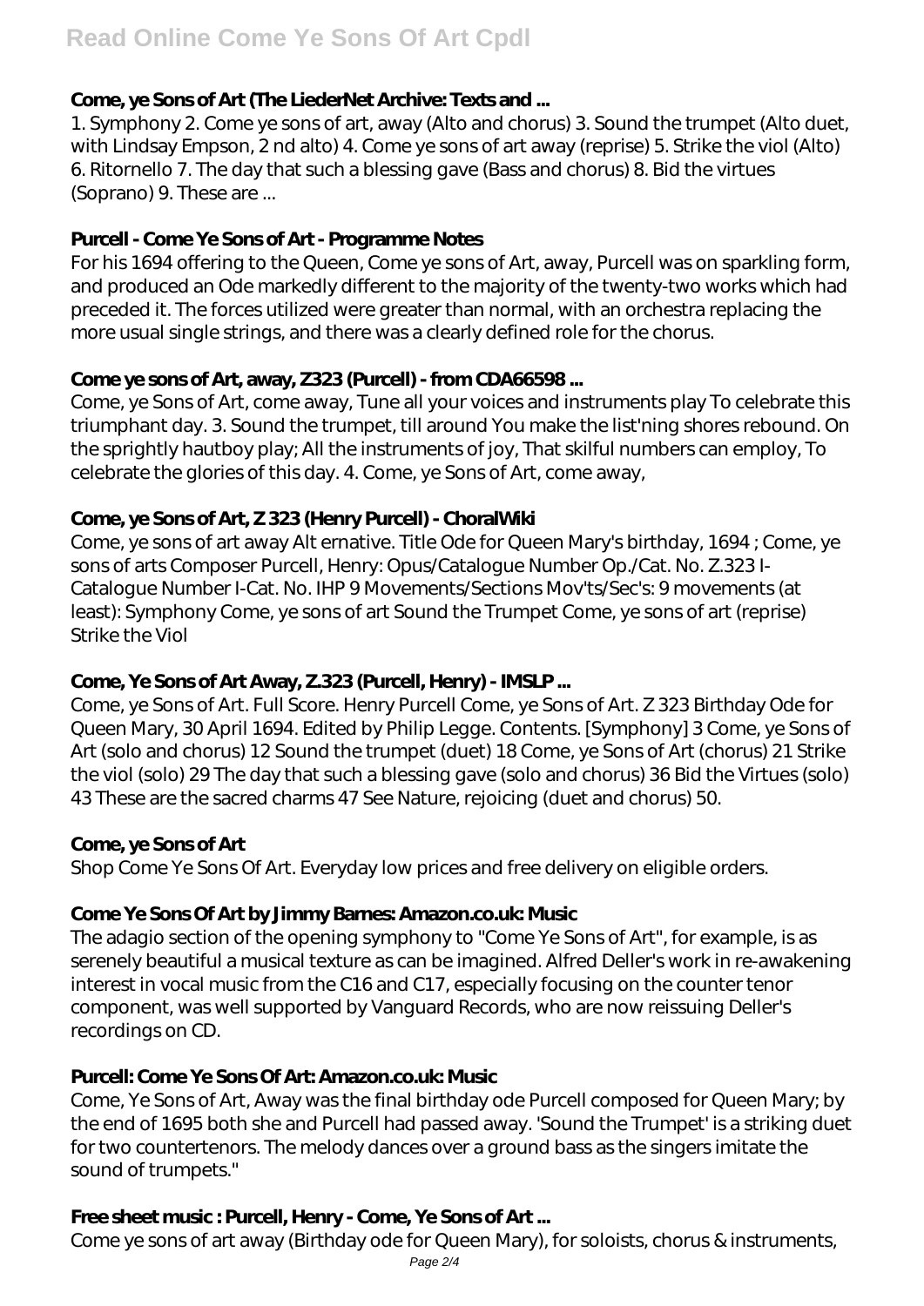### Come, ye Sons of Art (The LiederNet Archive: Texts and ...

1. Symphony 2. Come ye sons of art, away (Alto and chorus) 3. Sound the trumpet (Alto duet, with Lindsay Empson, 2 nd alto) 4. Come ye sons of art away (reprise) 5. Strike the viol (Alto) 6. Ritornello 7. The day that such a blessing gave (Bass and chorus) 8. Bid the virtues (Soprano) 9. These are ...

### Purcell - Come Ye Sons of Art - Programme Notes

For his 1694 offering to the Queen, Come ye sons of Art, away, Purcell was on sparkling form, and produced an Ode markedly different to the majority of the twenty-two works which had preceded it. The forces utilized were greater than normal, with an orchestra replacing the more usual single strings, and there was a clearly defined role for the chorus.

### Come ye sons of Art, away, Z323 (Purcell) - from CDA66598 ...

Come, ye Sons of Art, come away, Tune all your voices and instruments play To celebrate this triumphant day. 3. Sound the trumpet, till around You make the list'ning shores rebound. On the sprightly hautboy play; All the instruments of joy, That skilful numbers can employ, To celebrate the glories of this day. 4. Come, ye Sons of Art, come away,

### Come, ye Sons of Art, Z 323 (Henry Purcell) - ChoralWiki

Come, ye sons of art away Alt ernative. Title Ode for Queen Mary's birthday, 1694 ; Come, ye sons of arts Composer Purcell, Henry: Opus/Catalogue Number Op./Cat. No. Z.323 I-Catalogue Number I-Cat. No. IHP 9 Movements/Sections Mov'ts/Sec's: 9 movements (at least): Symphony Come, ye sons of art Sound the Trumpet Come, ye sons of art (reprise) Strike the Viol

### Come, Ye Sons of Art Away, Z.323 (Purcell, Henry) - IMSLP ...

Come, ye Sons of Art. Full Score. Henry Purcell Come, ye Sons of Art. Z 323 Birthday Ode for Queen Mary, 30 April 1694. Edited by Philip Legge. Contents. [Symphony] 3 Come, ye Sons of Art (solo and chorus) 12 Sound the trumpet (duet) 18 Come, ye Sons of Art (chorus) 21 Strike the viol (solo) 29 The day that such a blessing gave (solo and chorus) 36 Bid the Virtues (solo) 43 These are the sacred charms 47 See Nature, rejoicing (duet and chorus) 50.

### Come, ye Sons of Art

Shop Come Ye Sons Of Art. Everyday low prices and free delivery on eligible orders.

### Come Ye Sons Of Art by Jimmy Barnes: Amazon.co.uk: Music

The adagio section of the opening symphony to "Come Ye Sons of Art", for example, is as serenely beautiful a musical texture as can be imagined. Alfred Deller's work in re-awakening interest in vocal music from the C16 and C17, especially focusing on the counter tenor component, was well supported by Vanguard Records, who are now reissuing Deller's recordings on CD.

### Purcell: Come Ye Sons Of Art: Amazon.co.uk: Music

Come, Ye Sons of Art, Away was the final birthday ode Purcell composed for Queen Mary; by the end of 1695 both she and Purcell had passed away. 'Sound the Trumpet' is a striking duet for two countertenors. The melody dances over a ground bass as the singers imitate the sound of trumpets."

### Free sheet music : Purcell, Henry - Come, Ye Sons of Art ...

Come ye sons of art away (Birthday ode for Queen Mary), for soloists, chorus & instruments,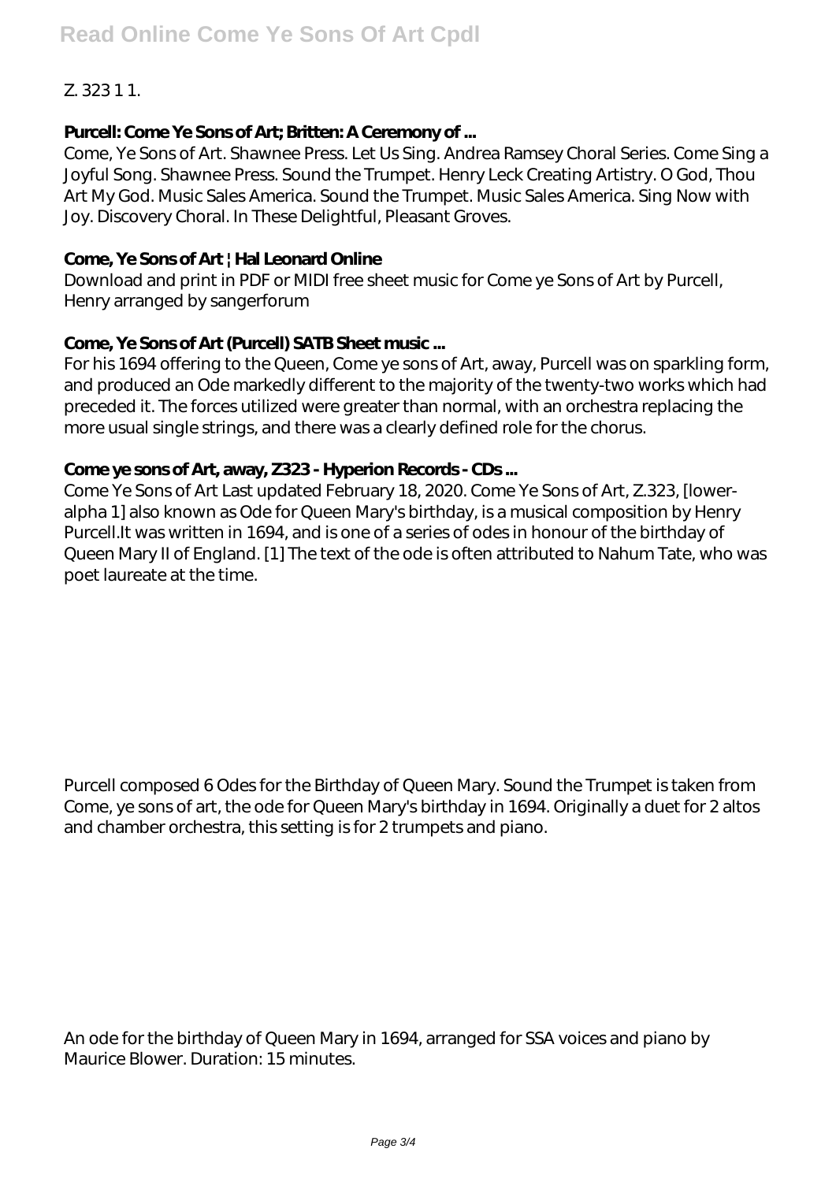Z. 323 1 1.

**Purcell: Come Ye Sons of Art; Britten: A Ceremony of ...**

Come, Ye Sons of Art. Shawnee Press. Let Us Sing. Andrea Ramsey Choral Series. Come Sing a Joyful Song. Shawnee Press. Sound the Trumpet. Henry Leck Creating Artistry. O God, Thou Art My God. Music Sales America. Sound the Trumpet. Music Sales America. Sing Now with Joy. Discovery Choral. In These Delightful, Pleasant Groves.

**Come, Ye Sons of Art | Hal Leonard Online**

Download and print in PDF or MIDI free sheet music for Come ye Sons of Art by Purcell, Henry arranged by sangerforum

**Come, Ye Sons of Art (Purcell) SATB Sheet music ...**

For his 1694 offering to the Queen, Come ye sons of Art, away, Purcell was on sparkling form, and produced an Ode markedly different to the majority of the twenty-two works which had preceded it. The forces utilized were greater than normal, with an orchestra replacing the more usual single strings, and there was a clearly defined role for the chorus.

**Come ye sons of Art, away, Z323 - Hyperion Records - CDs ...**

Come Ye Sons of Art Last updated February 18, 2020. Come Ye Sons of Art, Z.323, [lower-alpha 1] also known as Ode for Queen Mary's birthday, is a musical composition by Henry Purcell.It was written in 1694, and is one of a series of odes in honour of the birthday of Queen Mary II of England. [1] The text of the ode is often attributed to Nahum Tate, who was poet laureate at the time.

Purcell composed 6 Odes for the Birthday of Queen Mary. Sound the Trumpet is taken from Come, ye sons of art, the ode for Queen Mary's birthday in 1694. Originally a duet for 2 altos and chamber orchestra, this setting is for 2 trumpets and piano.

An ode for the birthday of Queen Mary in 1694, arranged for SSA voices and piano by Maurice Blower. Duration: 15 minutes.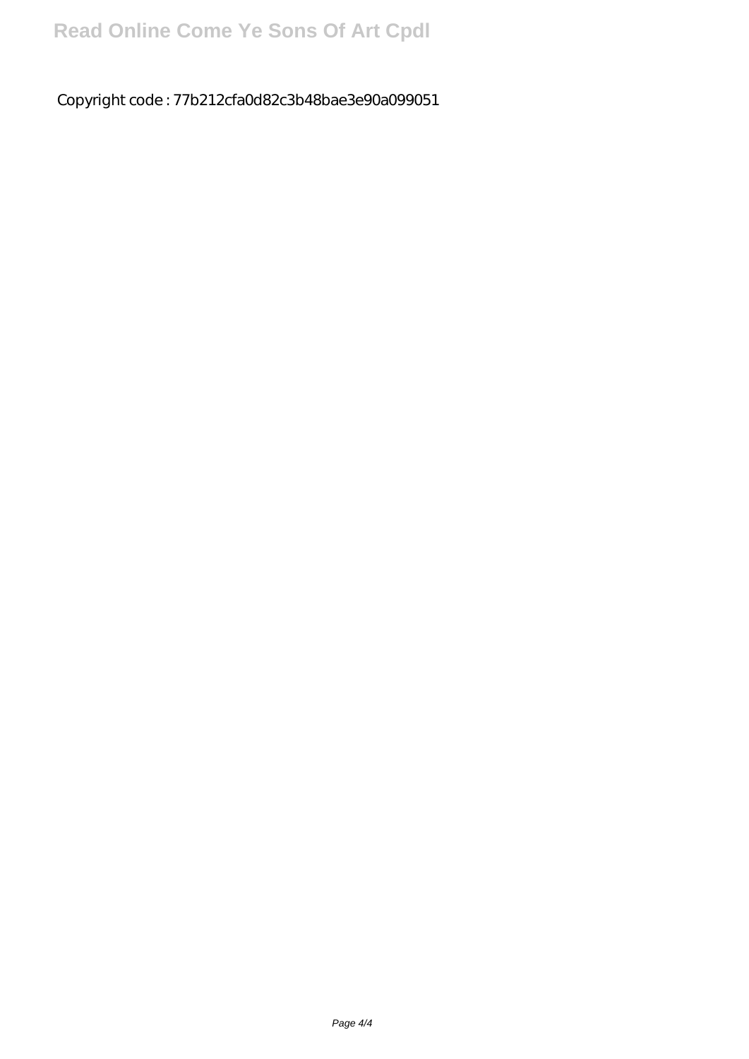Copyright code : 77b212cfa0d82c3b48bae3e90a099051